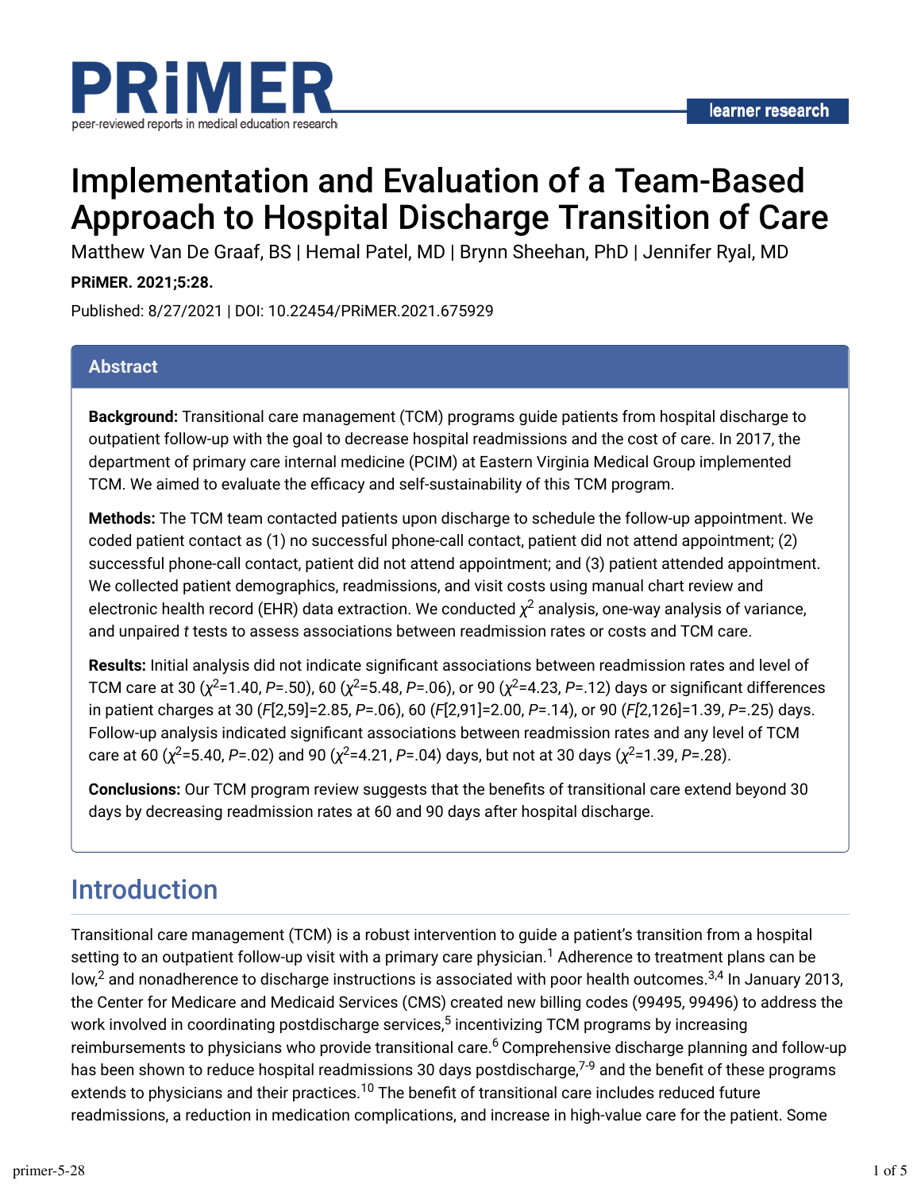# Implementation and Evaluation of a Team-Based Approach to Hospital Discharge Transition of Care

Matthew Van De Graaf, BS | Hemal Patel, MD | Brynn Sheehan, PhD | Jennifer Ryal, MD

**PRiMER. 2021;5:28.**

Published: 8/27/2021 | DOI: 10.22454/PRiMER.2021.675929

## Abstract

**Background:** Transitional care management (TCM) programs guide patients from hospital discharge to outpatient follow-up with the goal to decrease hospital readmissions and the cost of care. In 2017, the department of primary care internal medicine (PCIM) at Eastern Virginia Medical Group implemented TCM. We aimed to evaluate the efficacy and self-sustainability of this TCM program.

**Methods:** The TCM team contacted patients upon discharge to schedule the follow-up appointment. We coded patient contact as (1) no successful phone-call contact, patient did not attend appointment; (2) successful phone-call contact, patient did not attend appointment; and (3) patient attended appointment. We collected patient demographics, readmissions, and visit costs using manual chart review and electronic health record (EHR) data extraction. We conducted $\chi^2$ analysis, one-way analysis of variance, and unpaired *t* tests to assess associations between readmission rates or costs and TCM care.

**Results:** Initial analysis did not indicate significant associations between readmission rates and level of TCM care at 30 ($\chi^2$=1.40, $P$=.50), 60 ($\chi^2$=5.48, $P$=.06), or 90 ($\chi^2$=4.23, $P$=.12) days or significant differences in patient charges at 30 ($F$[2,59]=2.85, $P$=.06), 60 ($F$[2,91]=2.00, $P$=.14), or 90 ($F$[2,126]=1.39, $P$=.25) days. Follow-up analysis indicated significant associations between readmission rates and any level of TCM care at 60 ($\chi^2$=5.40, $P$=.02) and 90 ($\chi^2$=4.21, $P$=.04) days, but not at 30 days ($\chi^2$=1.39, $P$=.28).

**Conclusions:** Our TCM program review suggests that the benefits of transitional care extend beyond 30 days by decreasing readmission rates at 60 and 90 days after hospital discharge.

## Introduction

Transitional care management (TCM) is a robust intervention to guide a patient's transition from a hospital setting to an outpatient follow-up visit with a primary care physician.[1] Adherence to treatment plans can be low,[2] and nonadherence to discharge instructions is associated with poor health outcomes.[3,4] In January 2013, the Center for Medicare and Medicaid Services (CMS) created new billing codes (99495, 99496) to address the work involved in coordinating postdischarge services,[5] incentivizing TCM programs by increasing reimbursements to physicians who provide transitional care.[6] Comprehensive discharge planning and follow-up has been shown to reduce hospital readmissions 30 days postdischarge,[7-9] and the benefit of these programs extends to physicians and their practices.[10] The benefit of transitional care includes reduced future readmissions, a reduction in medication complications, and increase in high-value care for the patient. Some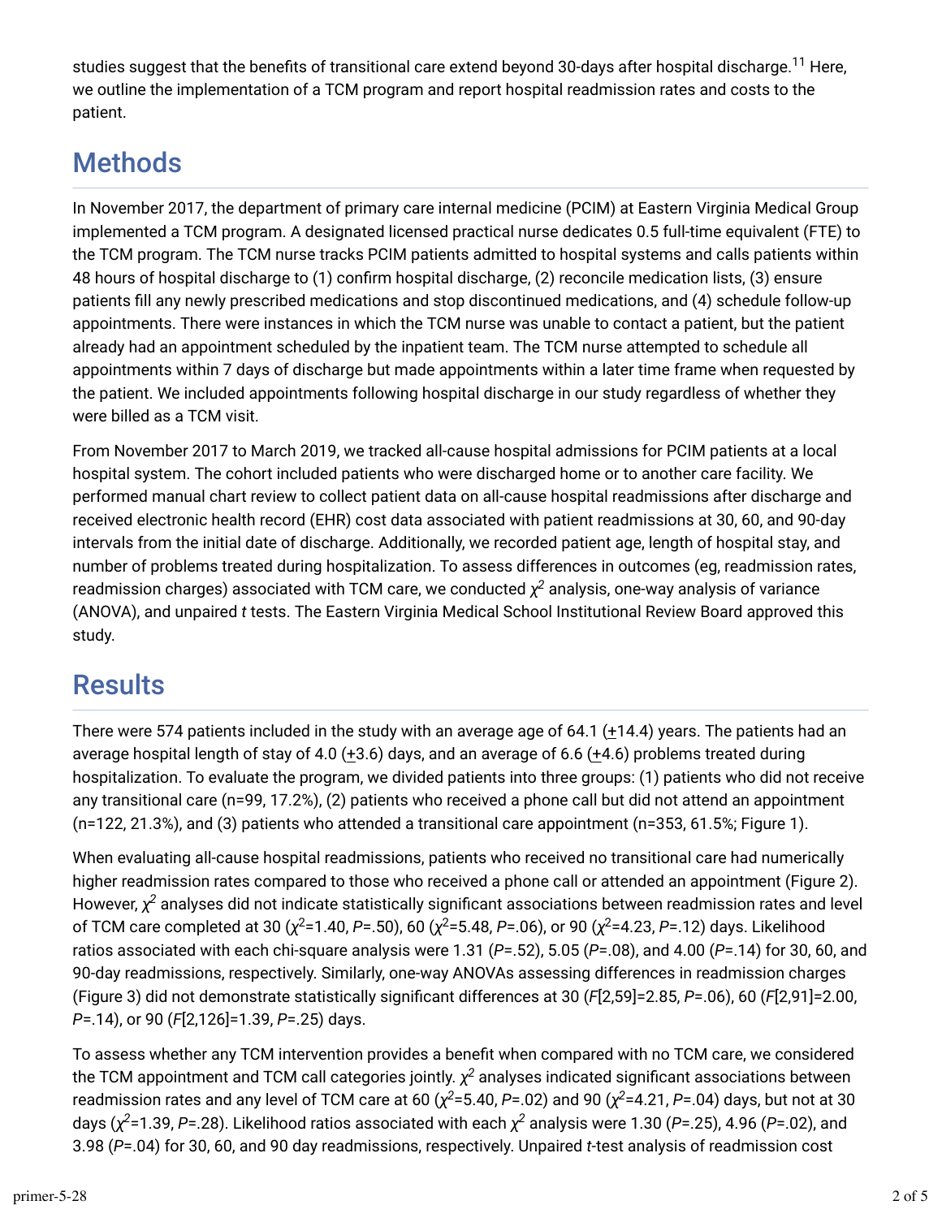studies suggest that the benefits of transitional care extend beyond 30-days after hospital discharge.[11] Here, we outline the implementation of a TCM program and report hospital readmission rates and costs to the patient.

## Methods

In November 2017, the department of primary care internal medicine (PCIM) at Eastern Virginia Medical Group implemented a TCM program. A designated licensed practical nurse dedicates 0.5 full-time equivalent (FTE) to the TCM program. The TCM nurse tracks PCIM patients admitted to hospital systems and calls patients within 48 hours of hospital discharge to (1) confirm hospital discharge, (2) reconcile medication lists, (3) ensure patients fill any newly prescribed medications and stop discontinued medications, and (4) schedule follow-up appointments. There were instances in which the TCM nurse was unable to contact a patient, but the patient already had an appointment scheduled by the inpatient team. The TCM nurse attempted to schedule all appointments within 7 days of discharge but made appointments within a later time frame when requested by the patient. We included appointments following hospital discharge in our study regardless of whether they were billed as a TCM visit.

From November 2017 to March 2019, we tracked all-cause hospital admissions for PCIM patients at a local hospital system. The cohort included patients who were discharged home or to another care facility. We performed manual chart review to collect patient data on all-cause hospital readmissions after discharge and received electronic health record (EHR) cost data associated with patient readmissions at 30, 60, and 90-day intervals from the initial date of discharge. Additionally, we recorded patient age, length of hospital stay, and number of problems treated during hospitalization. To assess differences in outcomes (eg, readmission rates, readmission charges) associated with TCM care, we conducted $\chi^2$ analysis, one-way analysis of variance (ANOVA), and unpaired *t* tests. The Eastern Virginia Medical School Institutional Review Board approved this study.

## Results

There were 574 patients included in the study with an average age of 64.1 (±14.4) years. The patients had an average hospital length of stay of 4.0 (±3.6) days, and an average of 6.6 (±4.6) problems treated during hospitalization. To evaluate the program, we divided patients into three groups: (1) patients who did not receive any transitional care (n=99, 17.2%), (2) patients who received a phone call but did not attend an appointment (n=122, 21.3%), and (3) patients who attended a transitional care appointment (n=353, 61.5%; Figure 1).

When evaluating all-cause hospital readmissions, patients who received no transitional care had numerically higher readmission rates compared to those who received a phone call or attended an appointment (Figure 2). However, $\chi^2$ analyses did not indicate statistically significant associations between readmission rates and level of TCM care completed at 30 ($\chi^2$=1.40, *P*=.50), 60 ($\chi^2$=5.48, *P*=.06), or 90 ($\chi^2$=4.23, *P*=.12) days. Likelihood ratios associated with each chi-square analysis were 1.31 (*P*=.52), 5.05 (*P*=.08), and 4.00 (*P*=.14) for 30, 60, and 90-day readmissions, respectively. Similarly, one-way ANOVAs assessing differences in readmission charges (Figure 3) did not demonstrate statistically significant differences at 30 ($F$[2,59]=2.85, *P*=.06), 60 ($F$[2,91]=2.00, *P*=.14), or 90 ($F$[2,126]=1.39, *P*=.25) days.

To assess whether any TCM intervention provides a benefit when compared with no TCM care, we considered the TCM appointment and TCM call categories jointly. $\chi^2$ analyses indicated significant associations between readmission rates and any level of TCM care at 60 ($\chi^2$=5.40, *P*=.02) and 90 ($\chi^2$=4.21, *P*=.04) days, but not at 30 days ($\chi^2$=1.39, *P*=.28). Likelihood ratios associated with each $\chi^2$ analysis were 1.30 (*P*=.25), 4.96 (*P*=.02), and 3.98 (*P*=.04) for 30, 60, and 90 day readmissions, respectively. Unpaired *t*-test analysis of readmission cost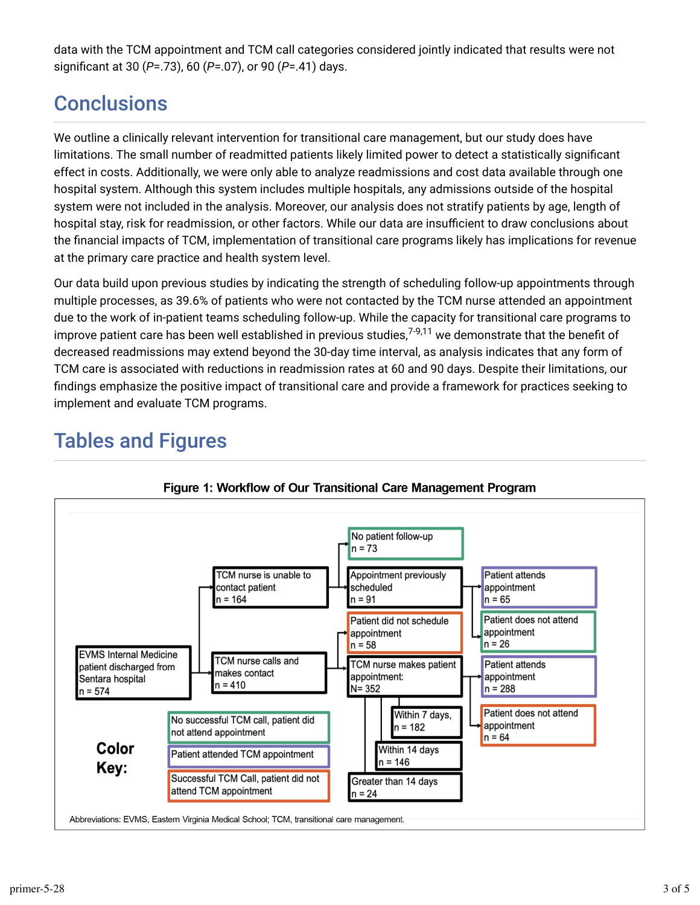data with the TCM appointment and TCM call categories considered jointly indicated that results were not significant at 30 (*P*=.73), 60 (*P*=.07), or 90 (*P*=.41) days.

## Conclusions

We outline a clinically relevant intervention for transitional care management, but our study does have limitations. The small number of readmitted patients likely limited power to detect a statistically significant effect in costs. Additionally, we were only able to analyze readmissions and cost data available through one hospital system. Although this system includes multiple hospitals, any admissions outside of the hospital system were not included in the analysis. Moreover, our analysis does not stratify patients by age, length of hospital stay, risk for readmission, or other factors. While our data are insufficient to draw conclusions about the financial impacts of TCM, implementation of transitional care programs likely has implications for revenue at the primary care practice and health system level.

Our data build upon previous studies by indicating the strength of scheduling follow-up appointments through multiple processes, as 39.6% of patients who were not contacted by the TCM nurse attended an appointment due to the work of in-patient teams scheduling follow-up. While the capacity for transitional care programs to improve patient care has been well established in previous studies,[7-9,11] we demonstrate that the benefit of decreased readmissions may extend beyond the 30-day time interval, as analysis indicates that any form of TCM care is associated with reductions in readmission rates at 60 and 90 days. Despite their limitations, our findings emphasize the positive impact of transitional care and provide a framework for practices seeking to implement and evaluate TCM programs.

## Tables and Figures

**Figure 1: Workflow of Our Transitional Care Management Program**

- EVMS Internal Medicine patient discharged from Sentara hospital, n = 574
  - TCM nurse is unable to contact patient, n = 164
    - No patient follow-up, n = 73
    - Appointment previously scheduled, n = 91
      - Patient attends appointment, n = 65
      - Patient does not attend appointment, n = 26
  - TCM nurse calls and makes contact, n = 410
    - Patient did not schedule appointment, n = 58
    - TCM nurse makes patient appointment: N= 352
      - Within 7 days, n = 182
      - Within 14 days, n = 146
      - Greater than 14 days, n = 24
      - Patient attends appointment, n = 288
      - Patient does not attend appointment, n = 64

**Color Key:**
- No successful TCM call, patient did not attend appointment
- Patient attended TCM appointment
- Successful TCM Call, patient did not attend TCM appointment

Abbreviations: EVMS, Eastern Virginia Medical School; TCM, transitional care management.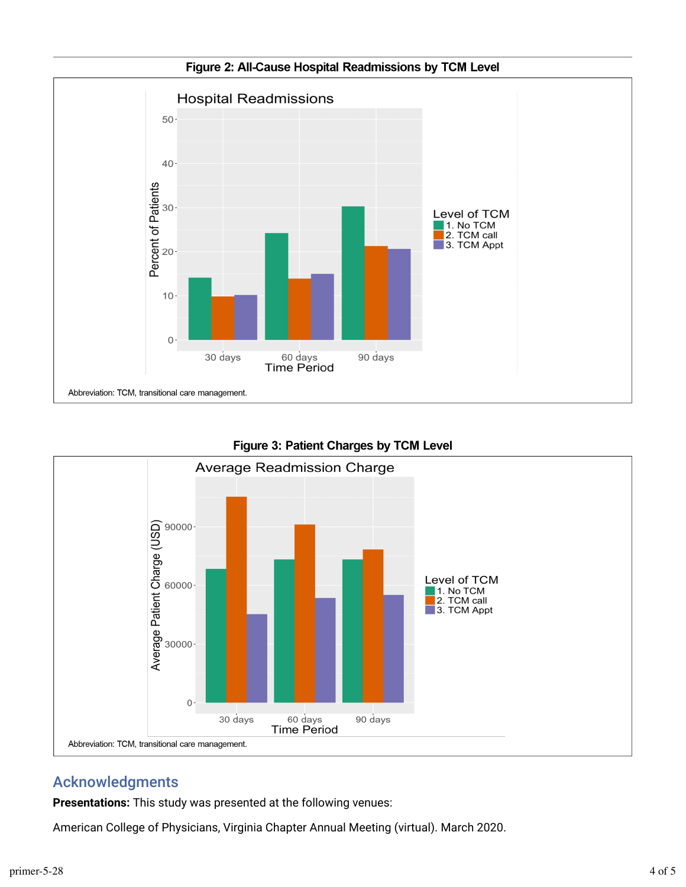**Figure 2: All-Cause Hospital Readmissions by TCM Level**

Abbreviation: TCM, transitional care management.

**Figure 3: Patient Charges by TCM Level**

Abbreviation: TCM, transitional care management.

## Acknowledgments

**Presentations:** This study was presented at the following venues:

American College of Physicians, Virginia Chapter Annual Meeting (virtual). March 2020.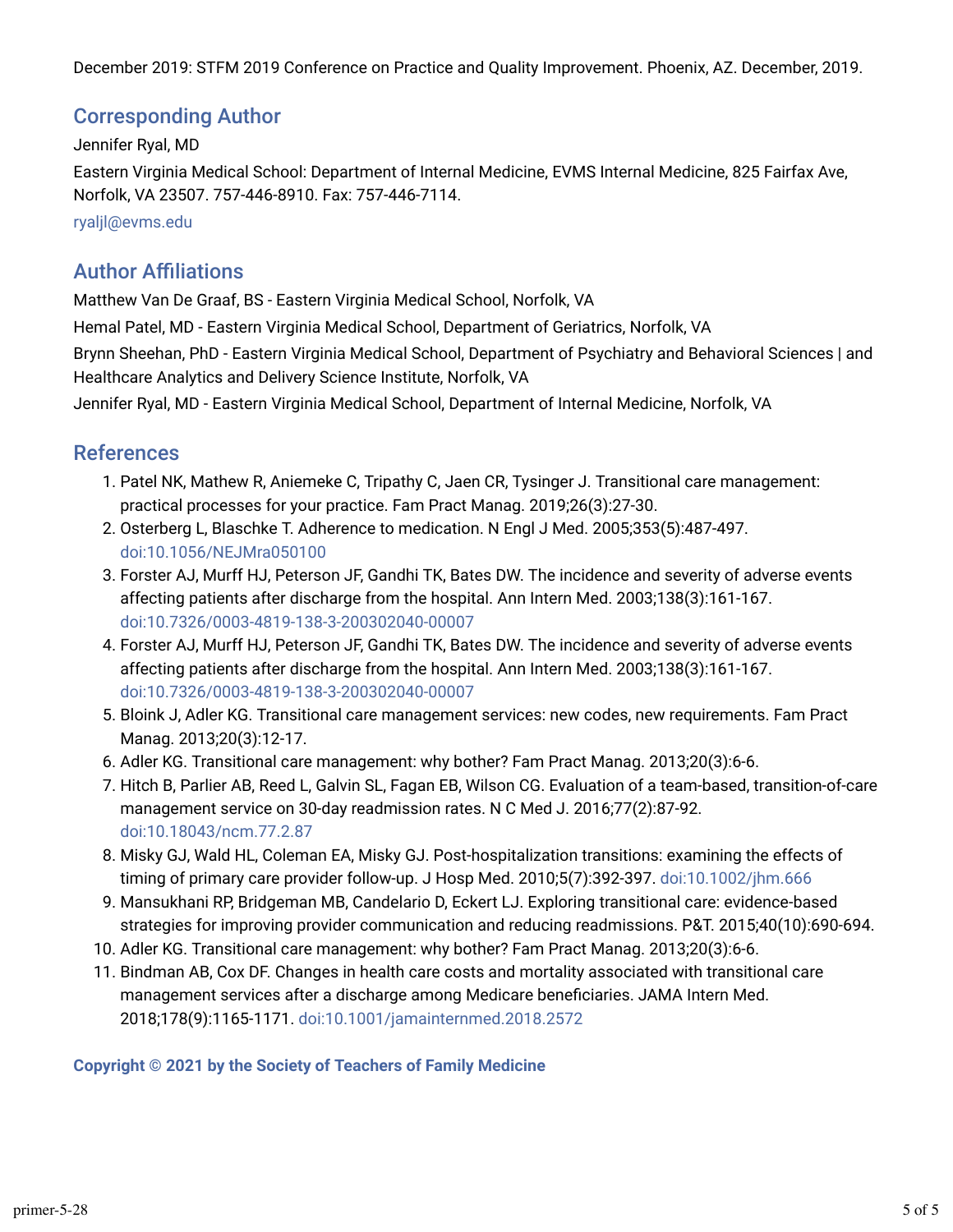December 2019: STFM 2019 Conference on Practice and Quality Improvement. Phoenix, AZ. December, 2019.

## Corresponding Author

Jennifer Ryal, MD

Eastern Virginia Medical School: Department of Internal Medicine, EVMS Internal Medicine, 825 Fairfax Ave, Norfolk, VA 23507. 757-446-8910. Fax: 757-446-7114.

ryaljl@evms.edu

## Author Affiliations

Matthew Van De Graaf, BS - Eastern Virginia Medical School, Norfolk, VA

Hemal Patel, MD - Eastern Virginia Medical School, Department of Geriatrics, Norfolk, VA

Brynn Sheehan, PhD - Eastern Virginia Medical School, Department of Psychiatry and Behavioral Sciences | and Healthcare Analytics and Delivery Science Institute, Norfolk, VA

Jennifer Ryal, MD - Eastern Virginia Medical School, Department of Internal Medicine, Norfolk, VA

## References

1. Patel NK, Mathew R, Aniemeke C, Tripathy C, Jaen CR, Tysinger J. Transitional care management: practical processes for your practice. Fam Pract Manag. 2019;26(3):27-30.
2. Osterberg L, Blaschke T. Adherence to medication. N Engl J Med. 2005;353(5):487-497. doi:10.1056/NEJMra050100
3. Forster AJ, Murff HJ, Peterson JF, Gandhi TK, Bates DW. The incidence and severity of adverse events affecting patients after discharge from the hospital. Ann Intern Med. 2003;138(3):161-167. doi:10.7326/0003-4819-138-3-200302040-00007
4. Forster AJ, Murff HJ, Peterson JF, Gandhi TK, Bates DW. The incidence and severity of adverse events affecting patients after discharge from the hospital. Ann Intern Med. 2003;138(3):161-167. doi:10.7326/0003-4819-138-3-200302040-00007
5. Bloink J, Adler KG. Transitional care management services: new codes, new requirements. Fam Pract Manag. 2013;20(3):12-17.
6. Adler KG. Transitional care management: why bother? Fam Pract Manag. 2013;20(3):6-6.
7. Hitch B, Parlier AB, Reed L, Galvin SL, Fagan EB, Wilson CG. Evaluation of a team-based, transition-of-care management service on 30-day readmission rates. N C Med J. 2016;77(2):87-92. doi:10.18043/ncm.77.2.87
8. Misky GJ, Wald HL, Coleman EA, Misky GJ. Post-hospitalization transitions: examining the effects of timing of primary care provider follow-up. J Hosp Med. 2010;5(7):392-397. doi:10.1002/jhm.666
9. Mansukhani RP, Bridgeman MB, Candelario D, Eckert LJ. Exploring transitional care: evidence-based strategies for improving provider communication and reducing readmissions. P&T. 2015;40(10):690-694.
10. Adler KG. Transitional care management: why bother? Fam Pract Manag. 2013;20(3):6-6.
11. Bindman AB, Cox DF. Changes in health care costs and mortality associated with transitional care management services after a discharge among Medicare beneficiaries. JAMA Intern Med. 2018;178(9):1165-1171. doi:10.1001/jamainternmed.2018.2572

**Copyright © 2021 by the Society of Teachers of Family Medicine**